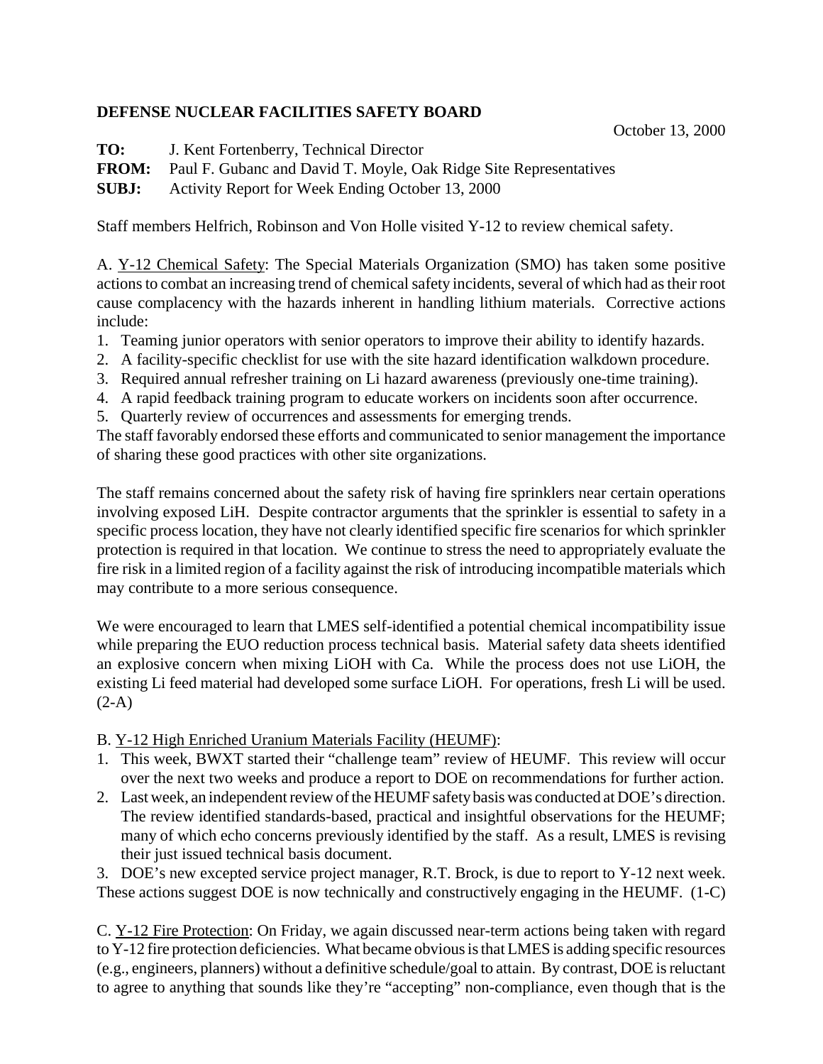**DEFENSE NUCLEAR FACILITIES SAFETY BOARD**

October 13, 2000

**TO:** J. Kent Fortenberry, Technical Director

**FROM:** Paul F. Gubanc and David T. Moyle, Oak Ridge Site Representatives

**SUBJ:** Activity Report for Week Ending October 13, 2000

Staff members Helfrich, Robinson and Von Holle visited Y-12 to review chemical safety.

A. Y-12 Chemical Safety: The Special Materials Organization (SMO) has taken some positive actions to combat an increasing trend of chemical safety incidents, several of which had as their root cause complacency with the hazards inherent in handling lithium materials. Corrective actions include:

1. Teaming junior operators with senior operators to improve their ability to identify hazards.
2. A facility-specific checklist for use with the site hazard identification walkdown procedure.
3. Required annual refresher training on Li hazard awareness (previously one-time training).
4. A rapid feedback training program to educate workers on incidents soon after occurrence.
5. Quarterly review of occurrences and assessments for emerging trends.

The staff favorably endorsed these efforts and communicated to senior management the importance of sharing these good practices with other site organizations.

The staff remains concerned about the safety risk of having fire sprinklers near certain operations involving exposed LiH. Despite contractor arguments that the sprinkler is essential to safety in a specific process location, they have not clearly identified specific fire scenarios for which sprinkler protection is required in that location. We continue to stress the need to appropriately evaluate the fire risk in a limited region of a facility against the risk of introducing incompatible materials which may contribute to a more serious consequence.

We were encouraged to learn that LMES self-identified a potential chemical incompatibility issue while preparing the EUO reduction process technical basis. Material safety data sheets identified an explosive concern when mixing LiOH with Ca. While the process does not use LiOH, the existing Li feed material had developed some surface LiOH. For operations, fresh Li will be used. (2-A)

B. Y-12 High Enriched Uranium Materials Facility (HEUMF):

1. This week, BWXT started their "challenge team" review of HEUMF. This review will occur over the next two weeks and produce a report to DOE on recommendations for further action.
2. Last week, an independent review of the HEUMF safety basis was conducted at DOE's direction. The review identified standards-based, practical and insightful observations for the HEUMF; many of which echo concerns previously identified by the staff. As a result, LMES is revising their just issued technical basis document.
3. DOE's new excepted service project manager, R.T. Brock, is due to report to Y-12 next week.

These actions suggest DOE is now technically and constructively engaging in the HEUMF. (1-C)

C. Y-12 Fire Protection: On Friday, we again discussed near-term actions being taken with regard to Y-12 fire protection deficiencies. What became obvious is that LMES is adding specific resources (e.g., engineers, planners) without a definitive schedule/goal to attain. By contrast, DOE is reluctant to agree to anything that sounds like they're "accepting" non-compliance, even though that is the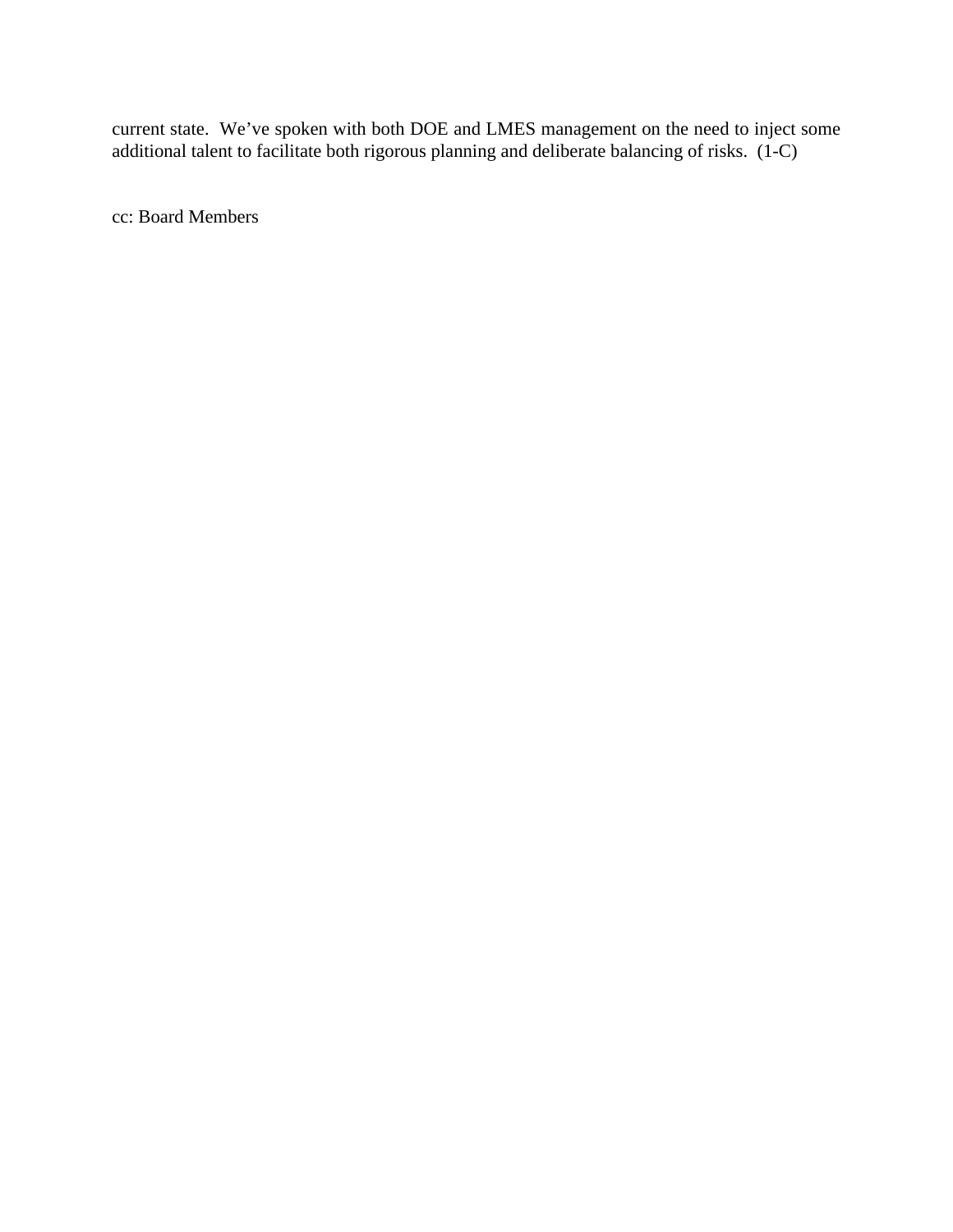current state.  We've spoken with both DOE and LMES management on the need to inject some additional talent to facilitate both rigorous planning and deliberate balancing of risks.  (1-C)

cc: Board Members